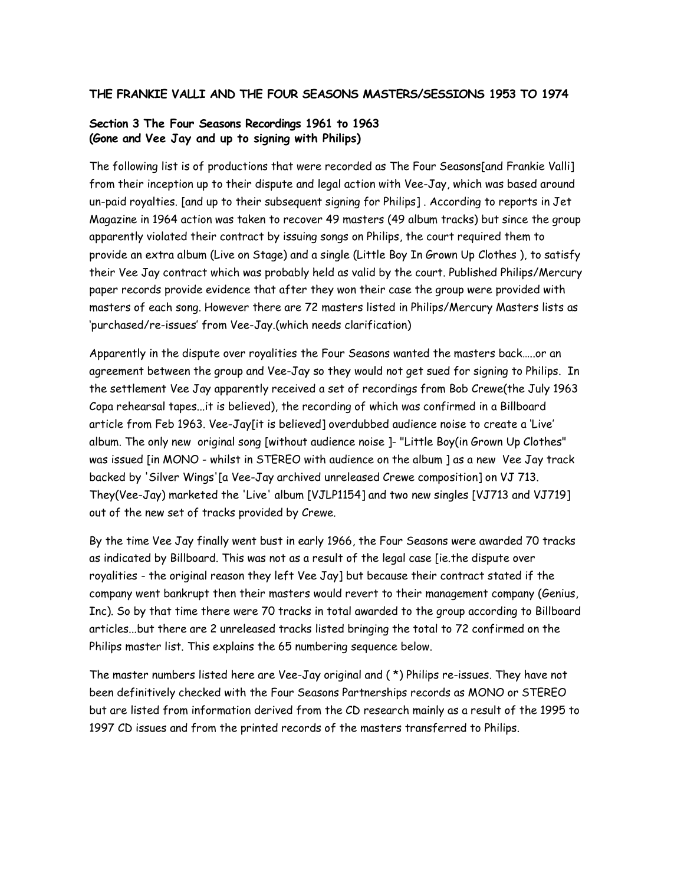**THE FRANKIE VALLI AND THE FOUR SEASONS MASTERS/SESSIONS 1953 TO 1974**

**Section 3 The Four Seasons Recordings 1961 to 1963**
**(Gone and Vee Jay and up to signing with Philips)**

The following list is of productions that were recorded as The Four Seasons[and Frankie Valli] from their inception up to their dispute and legal action with Vee-Jay, which was based around un-paid royalties. [and up to their subsequent signing for Philips] . According to reports in Jet Magazine in 1964 action was taken to recover 49 masters (49 album tracks) but since the group apparently violated their contract by issuing songs on Philips, the court required them to provide an extra album (Live on Stage) and a single (Little Boy In Grown Up Clothes ), to satisfy their Vee Jay contract which was probably held as valid by the court. Published Philips/Mercury paper records provide evidence that after they won their case the group were provided with masters of each song. However there are 72 masters listed in Philips/Mercury Masters lists as 'purchased/re-issues' from Vee-Jay.(which needs clarification)

Apparently in the dispute over royalities the Four Seasons wanted the masters back…..or an agreement between the group and Vee-Jay so they would not get sued for signing to Philips. In the settlement Vee Jay apparently received a set of recordings from Bob Crewe(the July 1963 Copa rehearsal tapes...it is believed), the recording of which was confirmed in a Billboard article from Feb 1963. Vee-Jay[it is believed] overdubbed audience noise to create a 'Live' album. The only new original song [without audience noise ]- "Little Boy(in Grown Up Clothes" was issued [in MONO - whilst in STEREO with audience on the album ] as a new Vee Jay track backed by 'Silver Wings'[a Vee-Jay archived unreleased Crewe composition] on VJ 713. They(Vee-Jay) marketed the 'Live' album [VJLP1154] and two new singles [VJ713 and VJ719] out of the new set of tracks provided by Crewe.

By the time Vee Jay finally went bust in early 1966, the Four Seasons were awarded 70 tracks as indicated by Billboard. This was not as a result of the legal case [ie.the dispute over royalities - the original reason they left Vee Jay] but because their contract stated if the company went bankrupt then their masters would revert to their management company (Genius, Inc). So by that time there were 70 tracks in total awarded to the group according to Billboard articles...but there are 2 unreleased tracks listed bringing the total to 72 confirmed on the Philips master list. This explains the 65 numbering sequence below.

The master numbers listed here are Vee-Jay original and ( *) Philips re-issues. They have not been definitively checked with the Four Seasons Partnerships records as MONO or STEREO but are listed from information derived from the CD research mainly as a result of the 1995 to 1997 CD issues and from the printed records of the masters transferred to Philips.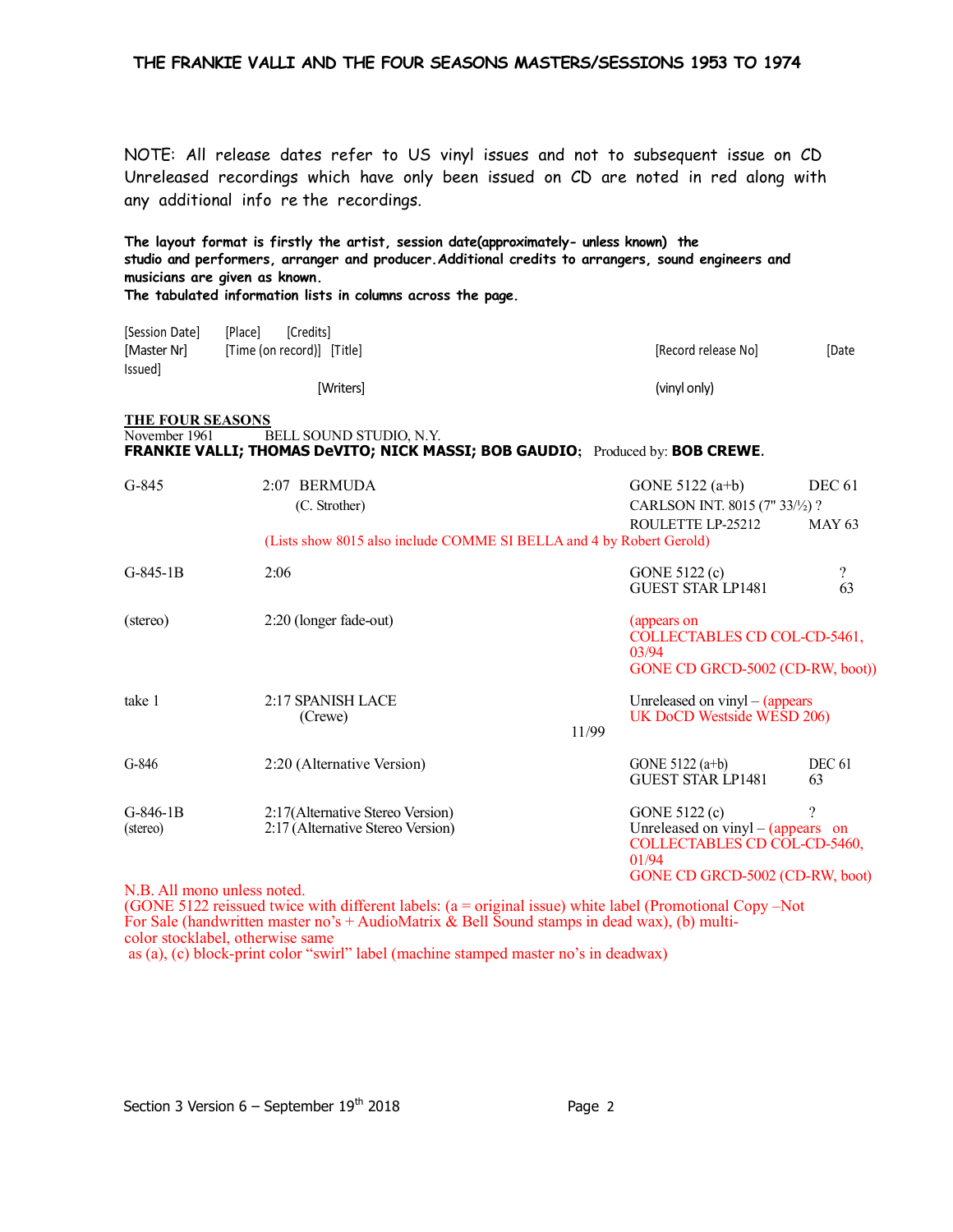NOTE: All release dates refer to US vinyl issues and not to subsequent issue on CD Unreleased recordings which have only been issued on CD are noted in red along with any additional info re the recordings.

**The layout format is firstly the artist, session date(approximately- unless known) the studio and performers, arranger and producer. Additional credits to arrangers, sound engineers and musicians are given as known.**
**The tabulated information lists in columns across the page.**

[Session Date] [Place] [Credits]
[Master Nr] [Time (on record)] [Title] [Record release No] [Date Issued]
[Writers] (vinyl only)

## THE FOUR SEASONS

November 1961 BELL SOUND STUDIO, N.Y.
**FRANKIE VALLI; THOMAS DeVITO; NICK MASSI; BOB GAUDIO;** Produced by: **BOB CREWE.**

| Master Nr | Time / Title | Record release No | Date Issued |
|---|---|---|---|
| G-845 | 2:07 BERMUDA (C. Strother) | GONE 5122 (a+b) | DEC 61 |
| | | CARLSON INT. 8015 (7" 33/½) ? | |
| | | ROULETTE LP-25212 | MAY 63 |
| | (Lists show 8015 also include COMME SI BELLA and 4 by Robert Gerold) | | |
| G-845-1B | 2:06 | GONE 5122 (c) | ? |
| | | GUEST STAR LP1481 | 63 |
| (stereo) | 2:20 (longer fade-out) | (appears on COLLECTABLES CD COL-CD-5461, 03/94; GONE CD GRCD-5002 (CD-RW, boot)) | |
| take 1 | 2:17 SPANISH LACE (Crewe) | Unreleased on vinyl – (appears UK DoCD Westside WESD 206) 11/99 | |
| G-846 | 2:20 (Alternative Version) | GONE 5122 (a+b) | DEC 61 |
| | | GUEST STAR LP1481 | 63 |
| G-846-1B | 2:17(Alternative Stereo Version) | GONE 5122 (c) | ? |
| (stereo) | 2:17 (Alternative Stereo Version) | Unreleased on vinyl – (appears on COLLECTABLES CD COL-CD-5460, 01/94; GONE CD GRCD-5002 (CD-RW, boot) | |

N.B. All mono unless noted.
(GONE 5122 reissued twice with different labels: (a = original issue) white label (Promotional Copy –Not For Sale (handwritten master no's + AudioMatrix & Bell Sound stamps in dead wax), (b) multi-color stocklabel, otherwise same as (a), (c) block-print color "swirl" label (machine stamped master no's in deadwax)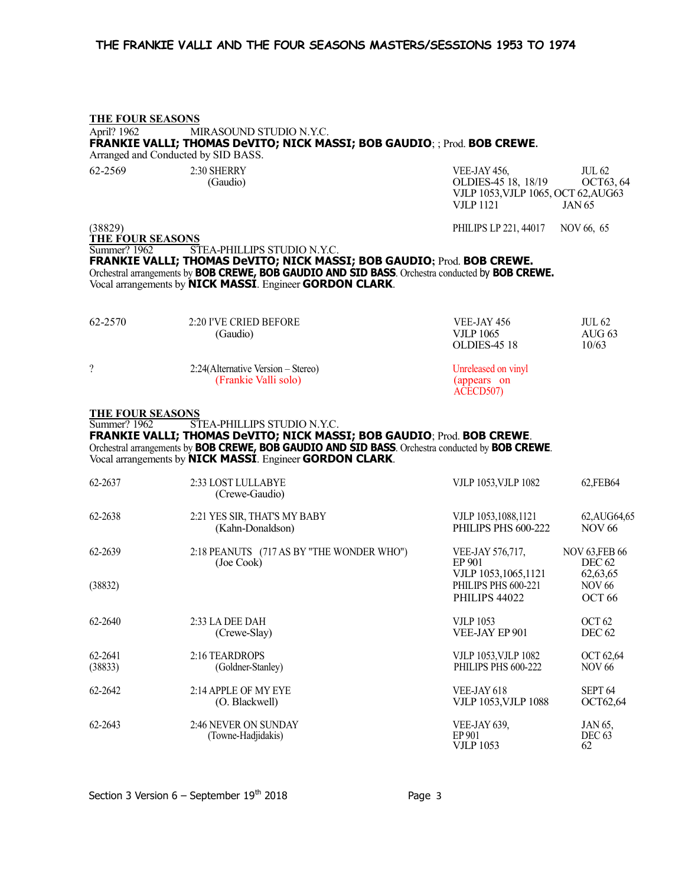## THE FOUR SEASONS

April? 1962 MIRASOUND STUDIO N.Y.C.

**FRANKIE VALLI; THOMAS DeVITO; NICK MASSI; BOB GAUDIO**; ; Prod. **BOB CREWE**.

Arranged and Conducted by SID BASS.

| | | | |
|---|---|---|---|
| 62-2569 | 2:30 SHERRY (Gaudio) | VEE-JAY 456, OLDIES-45 18, 18/19 VJLP 1053, VJLP 1065, VJLP 1121 | JUL 62 OCT63, 64 OCT 62, AUG63 JAN 65 |
| (38829) | | PHILIPS LP 221, 44017 | NOV 66, 65 |

## THE FOUR SEASONS

Summer? 1962 STEA-PHILLIPS STUDIO N.Y.C.

**FRANKIE VALLI; THOMAS DeVITO; NICK MASSI; BOB GAUDIO**; Prod. **BOB CREWE.**

Orchestral arrangements by **BOB CREWE, BOB GAUDIO AND SID BASS**. Orchestra conducted by **BOB CREWE.**

Vocal arrangements by **NICK MASSI**. Engineer **GORDON CLARK**.

| | | | |
|---|---|---|---|
| 62-2570 | 2:20 I'VE CRIED BEFORE (Gaudio) | VEE-JAY 456 VJLP 1065 OLDIES-45 18 | JUL 62 AUG 63 10/63 |
| ? | 2:24(Alternative Version – Stereo) (Frankie Valli solo) | Unreleased on vinyl (appears on ACECD507) | |

## THE FOUR SEASONS

Summer? 1962 STEA-PHILLIPS STUDIO N.Y.C.

**FRANKIE VALLI; THOMAS DeVITO; NICK MASSI; BOB GAUDIO**; Prod. **BOB CREWE**.

Orchestral arrangements by **BOB CREWE, BOB GAUDIO AND SID BASS**. Orchestra conducted by **BOB CREWE**.

Vocal arrangements by **NICK MASSI**. Engineer **GORDON CLARK**.

| | | | |
|---|---|---|---|
| 62-2637 | 2:33 LOST LULLABYE (Crewe-Gaudio) | VJLP 1053, VJLP 1082 | 62, FEB64 |
| 62-2638 | 2:21 YES SIR, THAT'S MY BABY (Kahn-Donaldson) | VJLP 1053, 1088, 1121 PHILIPS PHS 600-222 | 62, AUG64, 65 NOV 66 |
| 62-2639 | 2:18 PEANUTS (717 AS BY "THE WONDER WHO") (Joe Cook) | VEE-JAY 576, 717, EP 901 VJLP 1053, 1065, 1121 | NOV 63, FEB 66 DEC 62 62, 63, 65 |
| (38832) | | PHILIPS PHS 600-221 PHILIPS 44022 | NOV 66 OCT 66 |
| 62-2640 | 2:33 LA DEE DAH (Crewe-Slay) | VJLP 1053 VEE-JAY EP 901 | OCT 62 DEC 62 |
| 62-2641 (38833) | 2:16 TEARDROPS (Goldner-Stanley) | VJLP 1053, VJLP 1082 PHILIPS PHS 600-222 | OCT 62, 64 NOV 66 |
| 62-2642 | 2:14 APPLE OF MY EYE (O. Blackwell) | VEE-JAY 618 VJLP 1053, VJLP 1088 | SEPT 64 OCT62, 64 |
| 62-2643 | 2:46 NEVER ON SUNDAY (Towne-Hadjidakis) | VEE-JAY 639, EP 901 VJLP 1053 | JAN 65, DEC 63 62 |

Section 3 Version 6 – September 19th 2018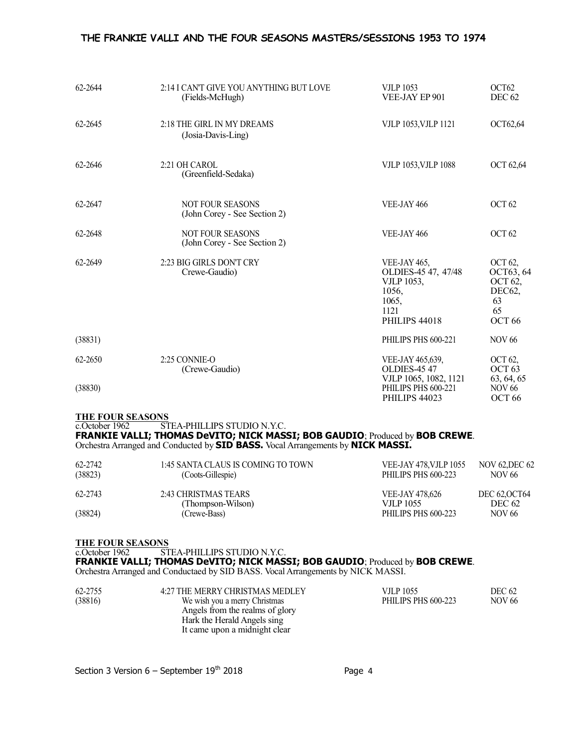| | | | |
|---|---|---|---|
| 62-2644 | 2:14 I CAN'T GIVE YOU ANYTHING BUT LOVE<br>(Fields-McHugh) | VJLP 1053<br>VEE-JAY EP 901 | OCT62<br>DEC 62 |
| 62-2645 | 2:18 THE GIRL IN MY DREAMS<br>(Josia-Davis-Ling) | VJLP 1053, VJLP 1121 | OCT62,64 |
| 62-2646 | 2:21 OH CAROL<br>(Greenfield-Sedaka) | VJLP 1053, VJLP 1088 | OCT 62,64 |
| 62-2647 | NOT FOUR SEASONS<br>(John Corey - See Section 2) | VEE-JAY 466 | OCT 62 |
| 62-2648 | NOT FOUR SEASONS<br>(John Corey - See Section 2) | VEE-JAY 466 | OCT 62 |
| 62-2649 | 2:23 BIG GIRLS DON'T CRY<br>Crewe-Gaudio) | VEE-JAY 465,<br>OLDIES-45 47, 47/48<br>VJLP 1053,<br>1056,<br>1065,<br>1121<br>PHILIPS 44018 | OCT 62,<br>OCT63, 64<br>OCT 62,<br>DEC62,<br>63<br>65<br>OCT 66 |
| (38831) | | PHILIPS PHS 600-221 | NOV 66 |
| 62-2650 | 2:25 CONNIE-O<br>(Crewe-Gaudio) | VEE-JAY 465,639,<br>OLDIES-45 47<br>VJLP 1065, 1082, 1121 | OCT 62,<br>OCT 63<br>63, 64, 65 |
| (38830) | | PHILIPS PHS 600-221<br>PHILIPS 44023 | NOV 66<br>OCT 66 |

**THE FOUR SEASONS**
c.October 1962 STEA-PHILLIPS STUDIO N.Y.C.
**FRANKIE VALLI; THOMAS DeVITO; NICK MASSI; BOB GAUDIO**; Produced by **BOB CREWE**.
Orchestra Arranged and Conducted by **SID BASS.** Vocal Arrangements by **NICK MASSI.**

| | | | |
|---|---|---|---|
| 62-2742<br>(38823) | 1:45 SANTA CLAUS IS COMING TO TOWN<br>(Coots-Gillespie) | VEE-JAY 478, VJLP 1055<br>PHILIPS PHS 600-223 | NOV 62, DEC 62<br>NOV 66 |
| 62-2743<br><br>(38824) | 2:43 CHRISTMAS TEARS<br>(Thompson-Wilson)<br>(Crewe-Bass) | VEE-JAY 478,626<br>VJLP 1055<br>PHILIPS PHS 600-223 | DEC 62, OCT64<br>DEC 62<br>NOV 66 |

**THE FOUR SEASONS**
c.October 1962 STEA-PHILLIPS STUDIO N.Y.C.
**FRANKIE VALLI; THOMAS DeVITO; NICK MASSI; BOB GAUDIO**; Produced by **BOB CREWE**.
Orchestra Arranged and Conductaed by SID BASS. Vocal Arrangements by NICK MASSI.

| | | | |
|---|---|---|---|
| 62-2755<br>(38816) | 4:27 THE MERRY CHRISTMAS MEDLEY<br>We wish you a merry Christmas<br>Angels from the realms of glory<br>Hark the Herald Angels sing<br>It came upon a midnight clear | VJLP 1055<br>PHILIPS PHS 600-223 | DEC 62<br>NOV 66 |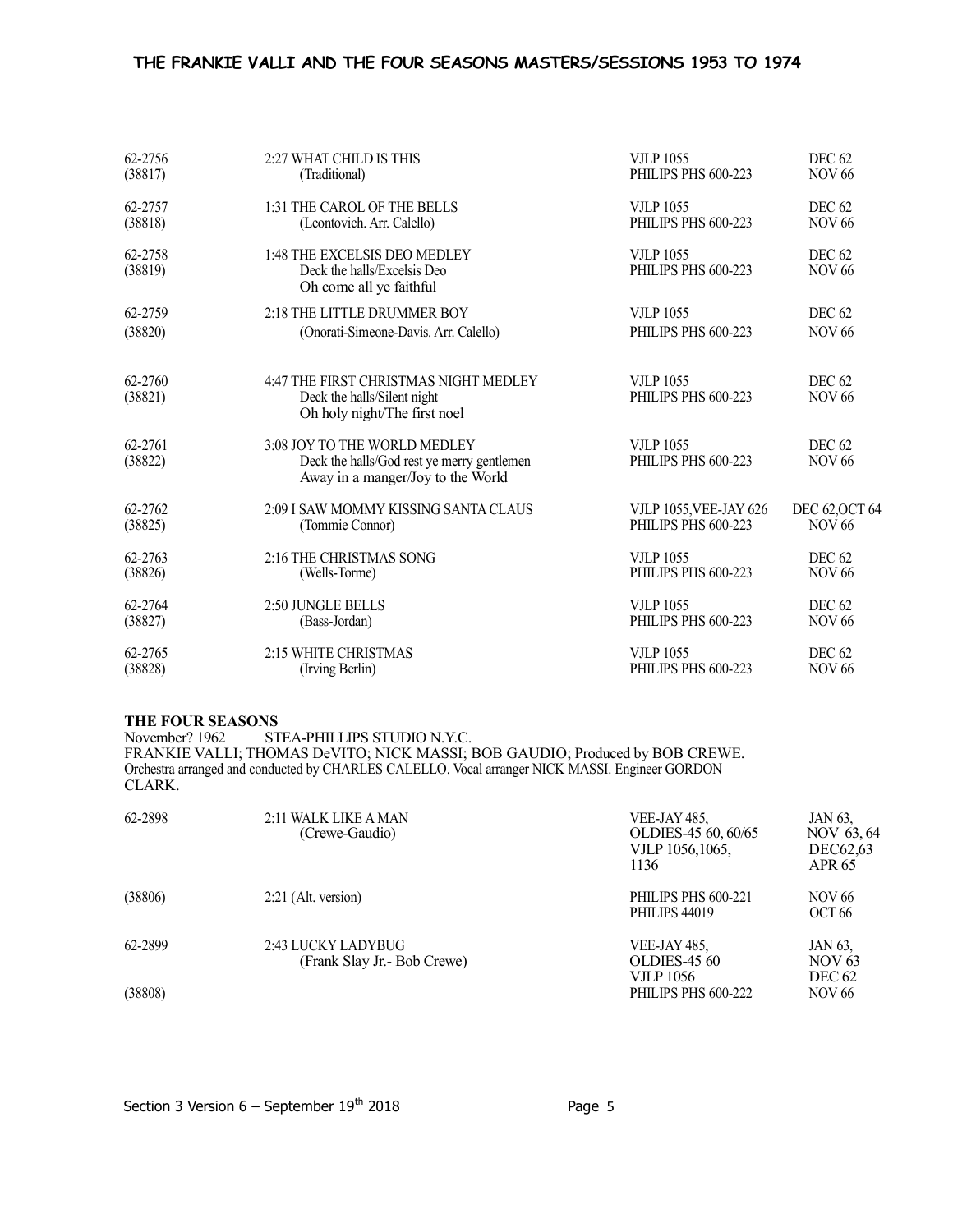| | | | |
|---|---|---|---|
| 62-2756<br>(38817) | 2:27 WHAT CHILD IS THIS<br>(Traditional) | VJLP 1055<br>PHILIPS PHS 600-223 | DEC 62<br>NOV 66 |
| 62-2757<br>(38818) | 1:31 THE CAROL OF THE BELLS<br>(Leontovich. Arr. Calello) | VJLP 1055<br>PHILIPS PHS 600-223 | DEC 62<br>NOV 66 |
| 62-2758<br>(38819) | 1:48 THE EXCELSIS DEO MEDLEY<br>Deck the halls/Excelsis Deo<br>Oh come all ye faithful | VJLP 1055<br>PHILIPS PHS 600-223 | DEC 62<br>NOV 66 |
| 62-2759<br>(38820) | 2:18 THE LITTLE DRUMMER BOY<br>(Onorati-Simeone-Davis. Arr. Calello) | VJLP 1055<br>PHILIPS PHS 600-223 | DEC 62<br>NOV 66 |
| 62-2760<br>(38821) | 4:47 THE FIRST CHRISTMAS NIGHT MEDLEY<br>Deck the halls/Silent night<br>Oh holy night/The first noel | VJLP 1055<br>PHILIPS PHS 600-223 | DEC 62<br>NOV 66 |
| 62-2761<br>(38822) | 3:08 JOY TO THE WORLD MEDLEY<br>Deck the halls/God rest ye merry gentlemen<br>Away in a manger/Joy to the World | VJLP 1055<br>PHILIPS PHS 600-223 | DEC 62<br>NOV 66 |
| 62-2762<br>(38825) | 2:09 I SAW MOMMY KISSING SANTA CLAUS<br>(Tommie Connor) | VJLP 1055, VEE-JAY 626<br>PHILIPS PHS 600-223 | DEC 62, OCT 64<br>NOV 66 |
| 62-2763<br>(38826) | 2:16 THE CHRISTMAS SONG<br>(Wells-Torme) | VJLP 1055<br>PHILIPS PHS 600-223 | DEC 62<br>NOV 66 |
| 62-2764<br>(38827) | 2:50 JUNGLE BELLS<br>(Bass-Jordan) | VJLP 1055<br>PHILIPS PHS 600-223 | DEC 62<br>NOV 66 |
| 62-2765<br>(38828) | 2:15 WHITE CHRISTMAS<br>(Irving Berlin) | VJLP 1055<br>PHILIPS PHS 600-223 | DEC 62<br>NOV 66 |

**THE FOUR SEASONS**

November? 1962 STEA-PHILLIPS STUDIO N.Y.C.
FRANKIE VALLI; THOMAS DeVITO; NICK MASSI; BOB GAUDIO; Produced by BOB CREWE.
Orchestra arranged and conducted by CHARLES CALELLO. Vocal arranger NICK MASSI. Engineer GORDON CLARK.

| | | | |
|---|---|---|---|
| 62-2898 | 2:11 WALK LIKE A MAN<br>(Crewe-Gaudio) | VEE-JAY 485,<br>OLDIES-45 60, 60/65<br>VJLP 1056,1065,<br>1136 | JAN 63,<br>NOV 63, 64<br>DEC62,63<br>APR 65 |
| (38806) | 2:21 (Alt. version) | PHILIPS PHS 600-221<br>PHILIPS 44019 | NOV 66<br>OCT 66 |
| 62-2899 | 2:43 LUCKY LADYBUG<br>(Frank Slay Jr.- Bob Crewe) | VEE-JAY 485,<br>OLDIES-45 60<br>VJLP 1056 | JAN 63,<br>NOV 63<br>DEC 62 |
| (38808) | | PHILIPS PHS 600-222 | NOV 66 |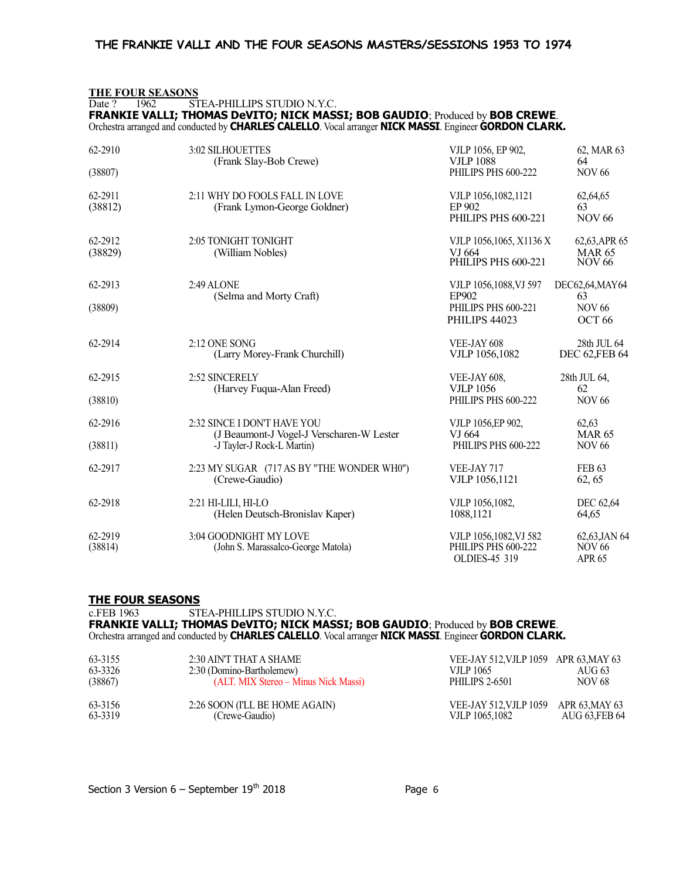## THE FOUR SEASONS

Date ? 1962 STEA-PHILLIPS STUDIO N.Y.C.

**FRANKIE VALLI; THOMAS DeVITO; NICK MASSI; BOB GAUDIO**; Produced by **BOB CREWE**.
Orchestra arranged and conducted by **CHARLES CALELLO**. Vocal arranger **NICK MASSI**. Engineer **GORDON CLARK.**

| Master | Title / Writers | Release | Date |
|---|---|---|---|
| 62-2910<br>(38807) | 3:02 SILHOUETTES<br>(Frank Slay-Bob Crewe) | VJLP 1056, EP 902,<br>VJLP 1088<br>PHILIPS PHS 600-222 | 62, MAR 63<br>64<br>NOV 66 |
| 62-2911<br>(38812) | 2:11 WHY DO FOOLS FALL IN LOVE<br>(Frank Lymon-George Goldner) | VJLP 1056,1082,1121<br>EP 902<br>PHILIPS PHS 600-221 | 62,64,65<br>63<br>NOV 66 |
| 62-2912<br>(38829) | 2:05 TONIGHT TONIGHT<br>(William Nobles) | VJLP 1056,1065, X1136 X<br>VJ 664<br>PHILIPS PHS 600-221 | 62,63,APR 65<br>MAR 65<br>NOV 66 |
| 62-2913<br>(38809) | 2:49 ALONE<br>(Selma and Morty Craft) | VJLP 1056,1088,VJ 597<br>EP902<br>PHILIPS PHS 600-221<br>PHILIPS 44023 | DEC62,64,MAY64<br>63<br>NOV 66<br>OCT 66 |
| 62-2914 | 2:12 ONE SONG<br>(Larry Morey-Frank Churchill) | VEE-JAY 608<br>VJLP 1056,1082 | 28th JUL 64<br>DEC 62,FEB 64 |
| 62-2915<br>(38810) | 2:52 SINCERELY<br>(Harvey Fuqua-Alan Freed) | VEE-JAY 608,<br>VJLP 1056<br>PHILIPS PHS 600-222 | 28th JUL 64,<br>62<br>NOV 66 |
| 62-2916<br>(38811) | 2:32 SINCE I DON'T HAVE YOU<br>(J Beaumont-J Vogel-J Verscharen-W Lester<br>-J Tayler-J Rock-L Martin) | VJLP 1056,EP 902,<br>VJ 664<br>PHILIPS PHS 600-222 | 62,63<br>MAR 65<br>NOV 66 |
| 62-2917 | 2:23 MY SUGAR (717 AS BY "THE WONDER WH0")<br>(Crewe-Gaudio) | VEE-JAY 717<br>VJLP 1056,1121 | FEB 63<br>62, 65 |
| 62-2918 | 2:21 HI-LILI, HI-LO<br>(Helen Deutsch-Bronislav Kaper) | VJLP 1056,1082,<br>1088,1121 | DEC 62,64<br>64,65 |
| 62-2919<br>(38814) | 3:04 GOODNIGHT MY LOVE<br>(John S. Marassalco-George Matola) | VJLP 1056,1082,VJ 582<br>PHILIPS PHS 600-222<br>OLDIES-45 319 | 62,63,JAN 64<br>NOV 66<br>APR 65 |

## THE FOUR SEASONS

c.FEB 1963 STEA-PHILLIPS STUDIO N.Y.C.

**FRANKIE VALLI; THOMAS DeVITO; NICK MASSI; BOB GAUDIO**; Produced by **BOB CREWE**.
Orchestra arranged and conducted by **CHARLES CALELLO**. Vocal arranger **NICK MASSI**. Engineer **GORDON CLARK.**

| Master | Title / Writers | Release | Date |
|---|---|---|---|
| 63-3155<br>63-3326<br>(38867) | 2:30 AIN'T THAT A SHAME<br>2:30 (Domino-Bartholemew)<br>(ALT. MIX Stereo – Minus Nick Massi) | VEE-JAY 512,VJLP 1059<br>VJLP 1065<br>PHILIPS 2-6501 | APR 63,MAY 63<br>AUG 63<br>NOV 68 |
| 63-3156<br>63-3319 | 2:26 SOON (I'LL BE HOME AGAIN)<br>(Crewe-Gaudio) | VEE-JAY 512,VJLP 1059<br>VJLP 1065,1082 | APR 63,MAY 63<br>AUG 63,FEB 64 |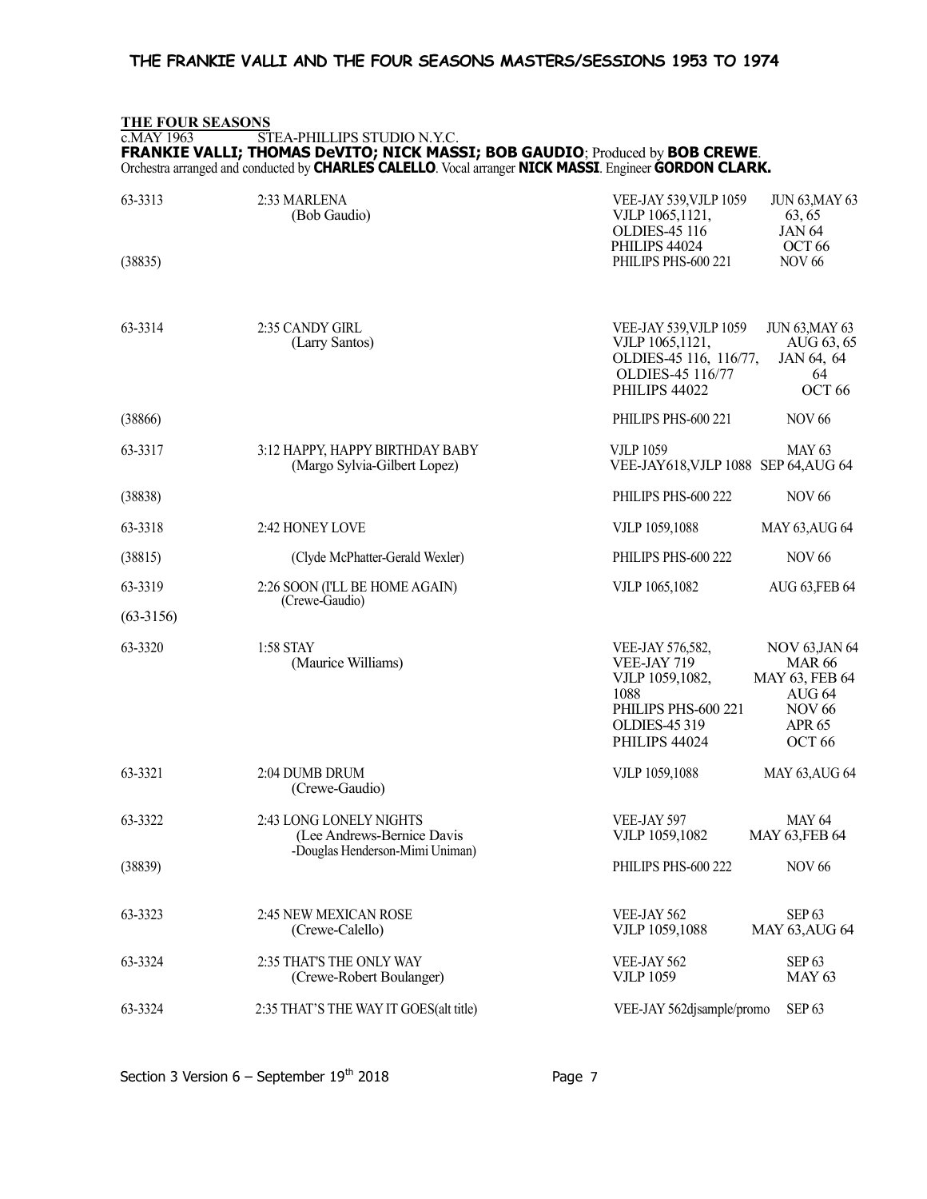**THE FOUR SEASONS**

c.MAY 1963 STEA-PHILLIPS STUDIO N.Y.C.

**FRANKIE VALLI; THOMAS DeVITO; NICK MASSI; BOB GAUDIO**; Produced by **BOB CREWE**.
Orchestra arranged and conducted by **CHARLES CALELLO**. Vocal arranger **NICK MASSI**. Engineer **GORDON CLARK.**

| | | | |
|---|---|---|---|
| 63-3313 | 2:33 MARLENA (Bob Gaudio) | VEE-JAY 539,VJLP 1059<br>VJLP 1065,1121,<br>OLDIES-45 116<br>PHILIPS 44024 | JUN 63,MAY 63<br>63, 65<br>JAN 64<br>OCT 66 |
| (38835) | | PHILIPS PHS-600 221 | NOV 66 |
| 63-3314 | 2:35 CANDY GIRL (Larry Santos) | VEE-JAY 539,VJLP 1059<br>VJLP 1065,1121,<br>OLDIES-45 116, 116/77,<br>OLDIES-45 116/77<br>PHILIPS 44022 | JUN 63,MAY 63<br>AUG 63, 65<br>JAN 64, 64<br>64<br>OCT 66 |
| (38866) | | PHILIPS PHS-600 221 | NOV 66 |
| 63-3317 | 3:12 HAPPY, HAPPY BIRTHDAY BABY (Margo Sylvia-Gilbert Lopez) | VJLP 1059<br>VEE-JAY618,VJLP 1088 | MAY 63<br>SEP 64,AUG 64 |
| (38838) | | PHILIPS PHS-600 222 | NOV 66 |
| 63-3318 | 2:42 HONEY LOVE | VJLP 1059,1088 | MAY 63,AUG 64 |
| (38815) | (Clyde McPhatter-Gerald Wexler) | PHILIPS PHS-600 222 | NOV 66 |
| 63-3319<br>(63-3156) | 2:26 SOON (I'LL BE HOME AGAIN) (Crewe-Gaudio) | VJLP 1065,1082 | AUG 63,FEB 64 |
| 63-3320 | 1:58 STAY (Maurice Williams) | VEE-JAY 576,582,<br>VEE-JAY 719<br>VJLP 1059,1082,<br>1088<br>PHILIPS PHS-600 221<br>OLDIES-45 319<br>PHILIPS 44024 | NOV 63,JAN 64<br>MAR 66<br>MAY 63, FEB 64<br>AUG 64<br>NOV 66<br>APR 65<br>OCT 66 |
| 63-3321 | 2:04 DUMB DRUM (Crewe-Gaudio) | VJLP 1059,1088 | MAY 63,AUG 64 |
| 63-3322 | 2:43 LONG LONELY NIGHTS (Lee Andrews-Bernice Davis -Douglas Henderson-Mimi Uniman) | VEE-JAY 597<br>VJLP 1059,1082 | MAY 64<br>MAY 63,FEB 64 |
| (38839) | | PHILIPS PHS-600 222 | NOV 66 |
| 63-3323 | 2:45 NEW MEXICAN ROSE (Crewe-Calello) | VEE-JAY 562<br>VJLP 1059,1088 | SEP 63<br>MAY 63,AUG 64 |
| 63-3324 | 2:35 THAT'S THE ONLY WAY (Crewe-Robert Boulanger) | VEE-JAY 562<br>VJLP 1059 | SEP 63<br>MAY 63 |
| 63-3324 | 2:35 THAT'S THE WAY IT GOES(alt title) | VEE-JAY 562djsample/promo | SEP 63 |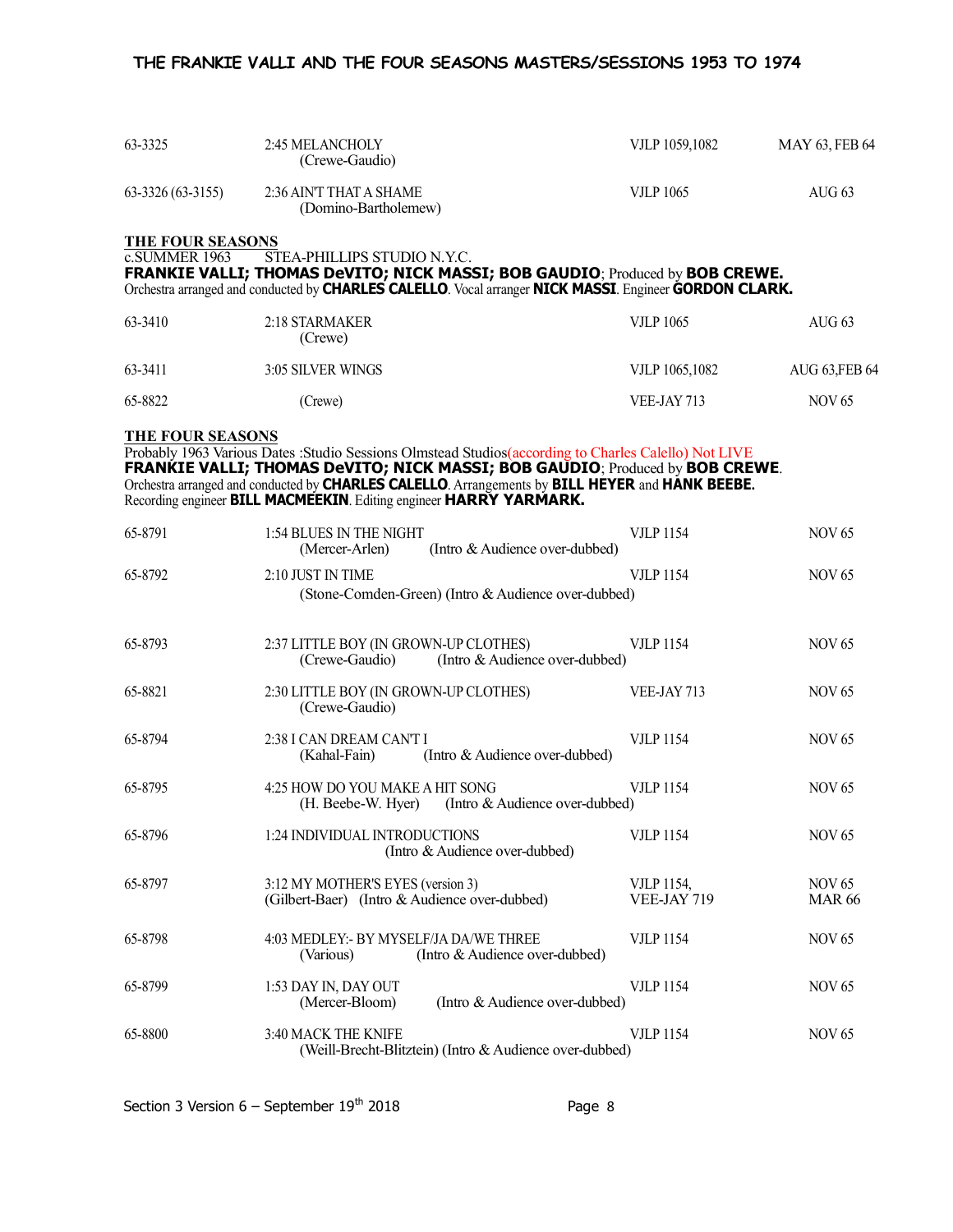| | | | |
|---|---|---|---|
| 63-3325 | 2:45 MELANCHOLY (Crewe-Gaudio) | VJLP 1059,1082 | MAY 63, FEB 64 |
| 63-3326 (63-3155) | 2:36 AIN'T THAT A SHAME (Domino-Bartholemew) | VJLP 1065 | AUG 63 |

**THE FOUR SEASONS**

c.SUMMER 1963 STEA-PHILLIPS STUDIO N.Y.C.

**FRANKIE VALLI; THOMAS DeVITO; NICK MASSI; BOB GAUDIO**; Produced by **BOB CREWE.**
Orchestra arranged and conducted by **CHARLES CALELLO**. Vocal arranger **NICK MASSI**. Engineer **GORDON CLARK.**

| | | | |
|---|---|---|---|
| 63-3410 | 2:18 STARMAKER (Crewe) | VJLP 1065 | AUG 63 |
| 63-3411 | 3:05 SILVER WINGS | VJLP 1065,1082 | AUG 63,FEB 64 |
| 65-8822 | (Crewe) | VEE-JAY 713 | NOV 65 |

**THE FOUR SEASONS**

Probably 1963 Various Dates :Studio Sessions Olmstead Studios(according to Charles Calello) Not LIVE
**FRANKIE VALLI; THOMAS DeVITO; NICK MASSI; BOB GAUDIO**; Produced by **BOB CREWE**.
Orchestra arranged and conducted by **CHARLES CALELLO**. Arrangements by **BILL HEYER** and **HANK BEEBE.**
Recording engineer **BILL MACMEEKIN**. Editing engineer **HARRY YARMARK.**

| | | | |
|---|---|---|---|
| 65-8791 | 1:54 BLUES IN THE NIGHT (Mercer-Arlen) (Intro & Audience over-dubbed) | VJLP 1154 | NOV 65 |
| 65-8792 | 2:10 JUST IN TIME (Stone-Comden-Green) (Intro & Audience over-dubbed) | VJLP 1154 | NOV 65 |
| 65-8793 | 2:37 LITTLE BOY (IN GROWN-UP CLOTHES) (Crewe-Gaudio) (Intro & Audience over-dubbed) | VJLP 1154 | NOV 65 |
| 65-8821 | 2:30 LITTLE BOY (IN GROWN-UP CLOTHES) (Crewe-Gaudio) | VEE-JAY 713 | NOV 65 |
| 65-8794 | 2:38 I CAN DREAM CAN'T I (Kahal-Fain) (Intro & Audience over-dubbed) | VJLP 1154 | NOV 65 |
| 65-8795 | 4:25 HOW DO YOU MAKE A HIT SONG (H. Beebe-W. Hyer) (Intro & Audience over-dubbed) | VJLP 1154 | NOV 65 |
| 65-8796 | 1:24 INDIVIDUAL INTRODUCTIONS (Intro & Audience over-dubbed) | VJLP 1154 | NOV 65 |
| 65-8797 | 3:12 MY MOTHER'S EYES (version 3) (Gilbert-Baer) (Intro & Audience over-dubbed) | VJLP 1154, VEE-JAY 719 | NOV 65 MAR 66 |
| 65-8798 | 4:03 MEDLEY:- BY MYSELF/JA DA/WE THREE (Various) (Intro & Audience over-dubbed) | VJLP 1154 | NOV 65 |
| 65-8799 | 1:53 DAY IN, DAY OUT (Mercer-Bloom) (Intro & Audience over-dubbed) | VJLP 1154 | NOV 65 |
| 65-8800 | 3:40 MACK THE KNIFE (Weill-Brecht-Blitztein) (Intro & Audience over-dubbed) | VJLP 1154 | NOV 65 |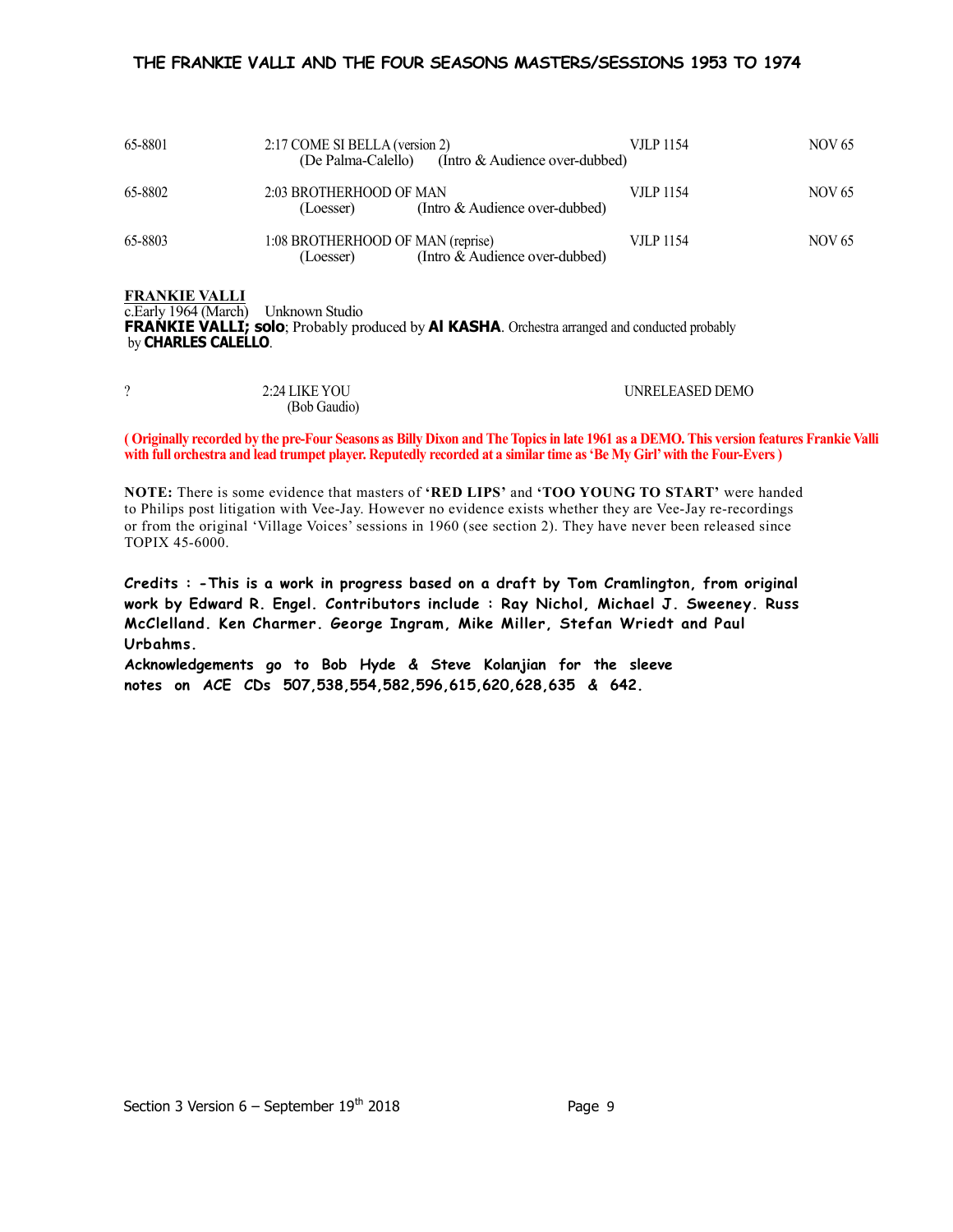| | | | |
|---|---|---|---|
| 65-8801 | 2:17 COME SI BELLA (version 2)<br>(De Palma-Calello) (Intro & Audience over-dubbed) | VJLP 1154 | NOV 65 |
| 65-8802 | 2:03 BROTHERHOOD OF MAN<br>(Loesser) (Intro & Audience over-dubbed) | VJLP 1154 | NOV 65 |
| 65-8803 | 1:08 BROTHERHOOD OF MAN (reprise)<br>(Loesser) (Intro & Audience over-dubbed) | VJLP 1154 | NOV 65 |

**FRANKIE VALLI**

c.Early 1964 (March) Unknown Studio

**FRANKIE VALLI; solo**; Probably produced by **Al KASHA**. Orchestra arranged and conducted probably by **CHARLES CALELLO**.

| | | |
|---|---|---|
| ? | 2:24 LIKE YOU<br>(Bob Gaudio) | UNRELEASED DEMO |

**( Originally recorded by the pre-Four Seasons as Billy Dixon and The Topics in late 1961 as a DEMO. This version features Frankie Valli with full orchestra and lead trumpet player. Reputedly recorded at a similar time as 'Be My Girl' with the Four-Evers )**

**NOTE:** There is some evidence that masters of **'RED LIPS'** and **'TOO YOUNG TO START'** were handed to Philips post litigation with Vee-Jay. However no evidence exists whether they are Vee-Jay re-recordings or from the original 'Village Voices' sessions in 1960 (see section 2). They have never been released since TOPIX 45-6000.

**Credits : -This is a work in progress based on a draft by Tom Cramlington, from original work by Edward R. Engel. Contributors include : Ray Nichol, Michael J. Sweeney. Russ McClelland. Ken Charmer. George Ingram, Mike Miller, Stefan Wriedt and Paul Urbahms.**

**Acknowledgements go to Bob Hyde & Steve Kolanjian for the sleeve notes on ACE CDs 507,538,554,582,596,615,620,628,635 & 642.**